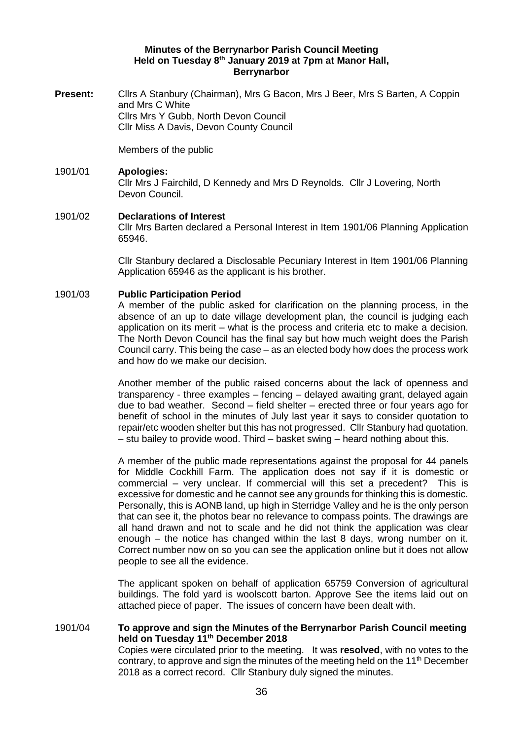**Minutes of the Berrynarbor Parish Council Meeting Held on Tuesday 8th January 2019 at 7pm at Manor Hall, Berrynarbor**

**Present:** Cllrs A Stanbury (Chairman), Mrs G Bacon, Mrs J Beer, Mrs S Barten, A Coppin and Mrs C White
Cllrs Mrs Y Gubb, North Devon Council
Cllr Miss A Davis, Devon County Council

Members of the public

1901/01 **Apologies:**
Cllr Mrs J Fairchild, D Kennedy and Mrs D Reynolds. Cllr J Lovering, North Devon Council.

1901/02 **Declarations of Interest**
Cllr Mrs Barten declared a Personal Interest in Item 1901/06 Planning Application 65946.

Cllr Stanbury declared a Disclosable Pecuniary Interest in Item 1901/06 Planning Application 65946 as the applicant is his brother.

1901/03 **Public Participation Period**
A member of the public asked for clarification on the planning process, in the absence of an up to date village development plan, the council is judging each application on its merit – what is the process and criteria etc to make a decision. The North Devon Council has the final say but how much weight does the Parish Council carry. This being the case – as an elected body how does the process work and how do we make our decision.

Another member of the public raised concerns about the lack of openness and transparency - three examples – fencing – delayed awaiting grant, delayed again due to bad weather. Second – field shelter – erected three or four years ago for benefit of school in the minutes of July last year it says to consider quotation to repair/etc wooden shelter but this has not progressed. Cllr Stanbury had quotation. – stu bailey to provide wood. Third – basket swing – heard nothing about this.

A member of the public made representations against the proposal for 44 panels for Middle Cockhill Farm. The application does not say if it is domestic or commercial – very unclear. If commercial will this set a precedent? This is excessive for domestic and he cannot see any grounds for thinking this is domestic. Personally, this is AONB land, up high in Sterridge Valley and he is the only person that can see it, the photos bear no relevance to compass points. The drawings are all hand drawn and not to scale and he did not think the application was clear enough – the notice has changed within the last 8 days, wrong number on it. Correct number now on so you can see the application online but it does not allow people to see all the evidence.

The applicant spoken on behalf of application 65759 Conversion of agricultural buildings. The fold yard is woolscott barton. Approve See the items laid out on attached piece of paper. The issues of concern have been dealt with.

1901/04 **To approve and sign the Minutes of the Berrynarbor Parish Council meeting held on Tuesday 11th December 2018**
Copies were circulated prior to the meeting. It was **resolved**, with no votes to the contrary, to approve and sign the minutes of the meeting held on the 11th December 2018 as a correct record. Cllr Stanbury duly signed the minutes.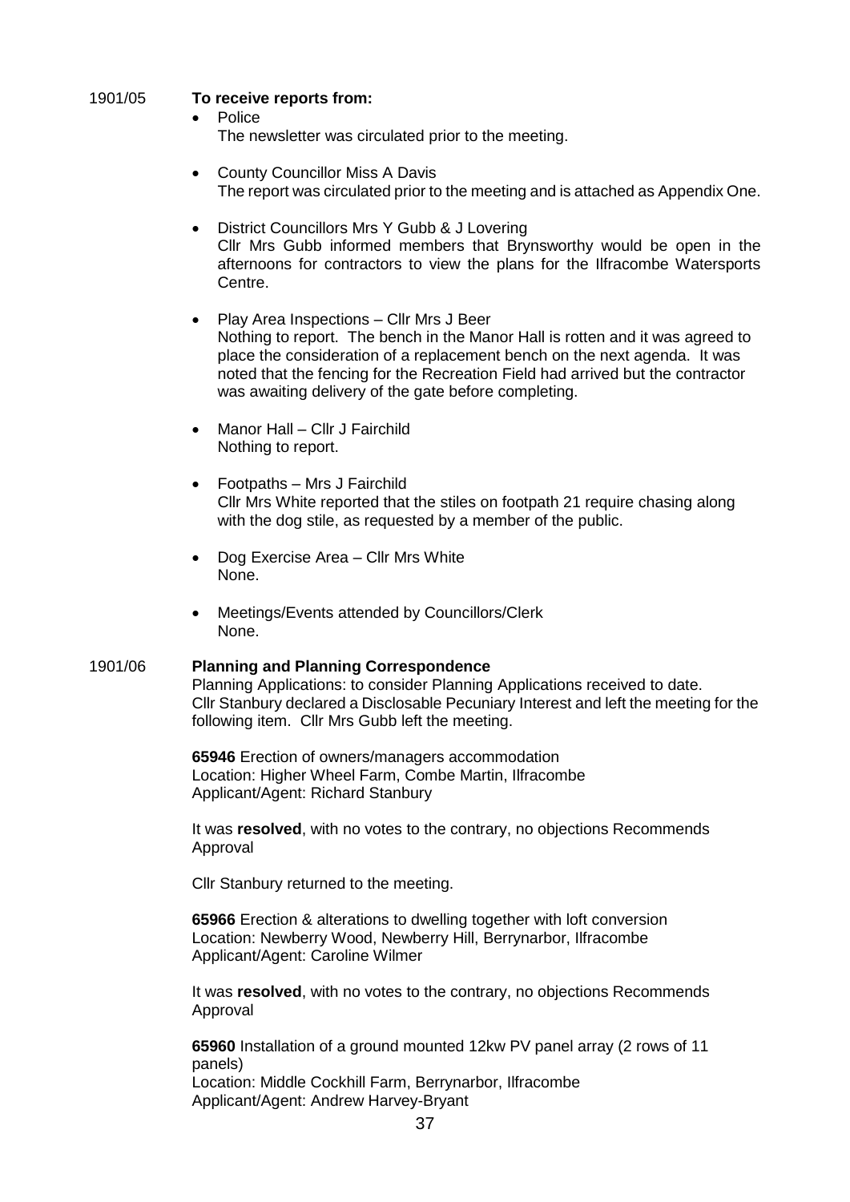1901/05 **To receive reports from:**

- Police
  The newsletter was circulated prior to the meeting.

- County Councillor Miss A Davis
  The report was circulated prior to the meeting and is attached as Appendix One.

- District Councillors Mrs Y Gubb & J Lovering
  Cllr Mrs Gubb informed members that Brynsworthy would be open in the afternoons for contractors to view the plans for the Ilfracombe Watersports Centre.

- Play Area Inspections – Cllr Mrs J Beer
  Nothing to report. The bench in the Manor Hall is rotten and it was agreed to place the consideration of a replacement bench on the next agenda. It was noted that the fencing for the Recreation Field had arrived but the contractor was awaiting delivery of the gate before completing.

- Manor Hall – Cllr J Fairchild
  Nothing to report.

- Footpaths – Mrs J Fairchild
  Cllr Mrs White reported that the stiles on footpath 21 require chasing along with the dog stile, as requested by a member of the public.

- Dog Exercise Area – Cllr Mrs White
  None.

- Meetings/Events attended by Councillors/Clerk
  None.

1901/06 **Planning and Planning Correspondence**

Planning Applications: to consider Planning Applications received to date.
Cllr Stanbury declared a Disclosable Pecuniary Interest and left the meeting for the following item. Cllr Mrs Gubb left the meeting.

**65946** Erection of owners/managers accommodation
Location: Higher Wheel Farm, Combe Martin, Ilfracombe
Applicant/Agent: Richard Stanbury

It was **resolved**, with no votes to the contrary, no objections Recommends Approval

Cllr Stanbury returned to the meeting.

**65966** Erection & alterations to dwelling together with loft conversion
Location: Newberry Wood, Newberry Hill, Berrynarbor, Ilfracombe
Applicant/Agent: Caroline Wilmer

It was **resolved**, with no votes to the contrary, no objections Recommends Approval

**65960** Installation of a ground mounted 12kw PV panel array (2 rows of 11 panels)
Location: Middle Cockhill Farm, Berrynarbor, Ilfracombe
Applicant/Agent: Andrew Harvey-Bryant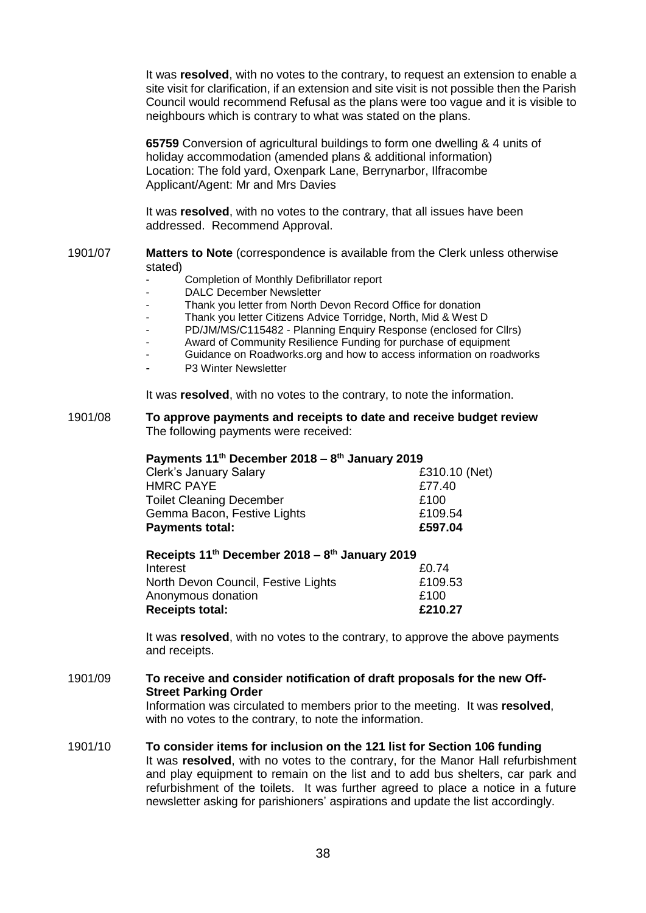It was **resolved**, with no votes to the contrary, to request an extension to enable a site visit for clarification, if an extension and site visit is not possible then the Parish Council would recommend Refusal as the plans were too vague and it is visible to neighbours which is contrary to what was stated on the plans.

**65759** Conversion of agricultural buildings to form one dwelling & 4 units of holiday accommodation (amended plans & additional information)
Location: The fold yard, Oxenpark Lane, Berrynarbor, Ilfracombe
Applicant/Agent: Mr and Mrs Davies

It was **resolved**, with no votes to the contrary, that all issues have been addressed. Recommend Approval.

1901/07 **Matters to Note** (correspondence is available from the Clerk unless otherwise stated)

- Completion of Monthly Defibrillator report
- DALC December Newsletter
- Thank you letter from North Devon Record Office for donation
- Thank you letter Citizens Advice Torridge, North, Mid & West D
- PD/JM/MS/C115482 - Planning Enquiry Response (enclosed for Cllrs)
- Award of Community Resilience Funding for purchase of equipment
- Guidance on Roadworks.org and how to access information on roadworks
- P3 Winter Newsletter

It was **resolved**, with no votes to the contrary, to note the information.

1901/08 **To approve payments and receipts to date and receive budget review**
The following payments were received:

**Payments 11th December 2018 – 8th January 2019**

| | |
|---|---|
| Clerk's January Salary | £310.10 (Net) |
| HMRC PAYE | £77.40 |
| Toilet Cleaning December | £100 |
| Gemma Bacon, Festive Lights | £109.54 |
| **Payments total:** | **£597.04** |

**Receipts 11th December 2018 – 8th January 2019**

| | |
|---|---|
| Interest | £0.74 |
| North Devon Council, Festive Lights | £109.53 |
| Anonymous donation | £100 |
| **Receipts total:** | **£210.27** |

It was **resolved**, with no votes to the contrary, to approve the above payments and receipts.

1901/09 **To receive and consider notification of draft proposals for the new Off-Street Parking Order**
Information was circulated to members prior to the meeting. It was **resolved**, with no votes to the contrary, to note the information.

1901/10 **To consider items for inclusion on the 121 list for Section 106 funding**
It was **resolved**, with no votes to the contrary, for the Manor Hall refurbishment and play equipment to remain on the list and to add bus shelters, car park and refurbishment of the toilets. It was further agreed to place a notice in a future newsletter asking for parishioners' aspirations and update the list accordingly.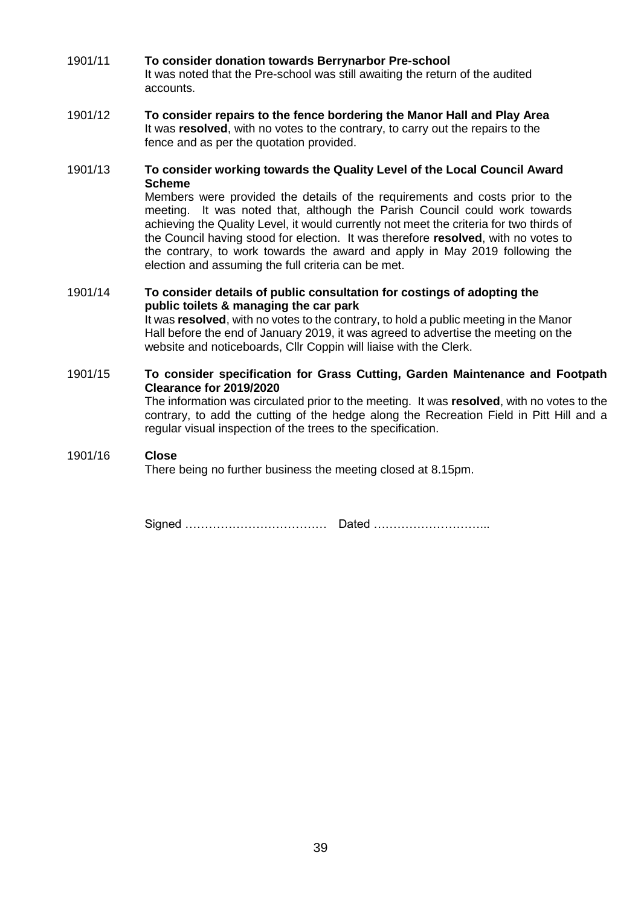1901/11 **To consider donation towards Berrynarbor Pre-school**
It was noted that the Pre-school was still awaiting the return of the audited accounts.

1901/12 **To consider repairs to the fence bordering the Manor Hall and Play Area**
It was **resolved**, with no votes to the contrary, to carry out the repairs to the fence and as per the quotation provided.

1901/13 **To consider working towards the Quality Level of the Local Council Award Scheme**
Members were provided the details of the requirements and costs prior to the meeting. It was noted that, although the Parish Council could work towards achieving the Quality Level, it would currently not meet the criteria for two thirds of the Council having stood for election. It was therefore **resolved**, with no votes to the contrary, to work towards the award and apply in May 2019 following the election and assuming the full criteria can be met.

1901/14 **To consider details of public consultation for costings of adopting the public toilets & managing the car park**
It was **resolved**, with no votes to the contrary, to hold a public meeting in the Manor Hall before the end of January 2019, it was agreed to advertise the meeting on the website and noticeboards, Cllr Coppin will liaise with the Clerk.

1901/15 **To consider specification for Grass Cutting, Garden Maintenance and Footpath Clearance for 2019/2020**
The information was circulated prior to the meeting. It was **resolved**, with no votes to the contrary, to add the cutting of the hedge along the Recreation Field in Pitt Hill and a regular visual inspection of the trees to the specification.

1901/16 **Close**
There being no further business the meeting closed at 8.15pm.

Signed ……………………………… Dated ………………………..